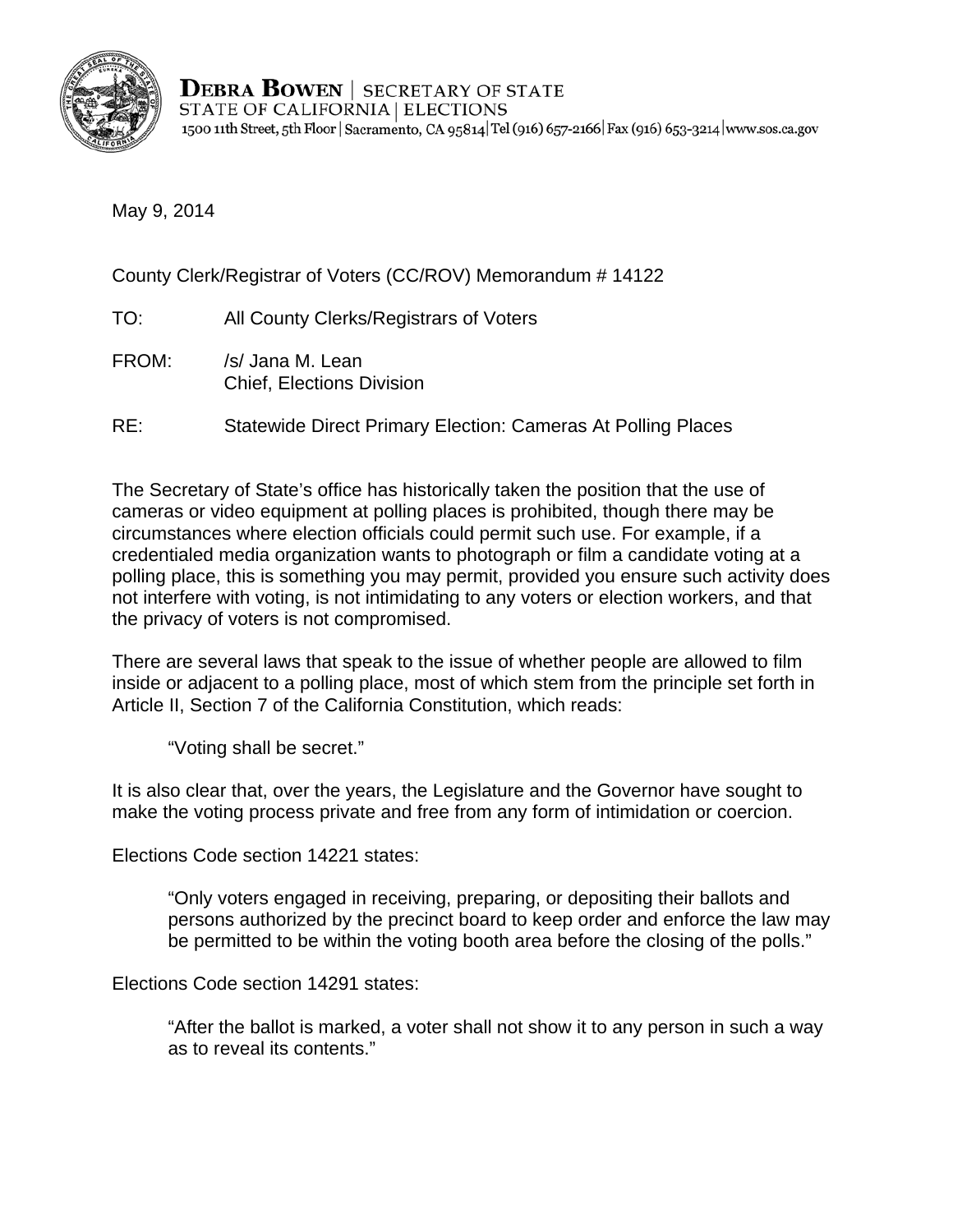**DEBRA BOWEN** | SECRETARY OF STATE
STATE OF CALIFORNIA | ELECTIONS
1500 11th Street, 5th Floor | Sacramento, CA 95814 | Tel (916) 657-2166 | Fax (916) 653-3214 | www.sos.ca.gov

May 9, 2014

County Clerk/Registrar of Voters (CC/ROV) Memorandum # 14122

TO: All County Clerks/Registrars of Voters

FROM: /s/ Jana M. Lean
Chief, Elections Division

RE: Statewide Direct Primary Election: Cameras At Polling Places

The Secretary of State's office has historically taken the position that the use of cameras or video equipment at polling places is prohibited, though there may be circumstances where election officials could permit such use. For example, if a credentialed media organization wants to photograph or film a candidate voting at a polling place, this is something you may permit, provided you ensure such activity does not interfere with voting, is not intimidating to any voters or election workers, and that the privacy of voters is not compromised.

There are several laws that speak to the issue of whether people are allowed to film inside or adjacent to a polling place, most of which stem from the principle set forth in Article II, Section 7 of the California Constitution, which reads:

> "Voting shall be secret."

It is also clear that, over the years, the Legislature and the Governor have sought to make the voting process private and free from any form of intimidation or coercion.

Elections Code section 14221 states:

> "Only voters engaged in receiving, preparing, or depositing their ballots and persons authorized by the precinct board to keep order and enforce the law may be permitted to be within the voting booth area before the closing of the polls."

Elections Code section 14291 states:

> "After the ballot is marked, a voter shall not show it to any person in such a way as to reveal its contents."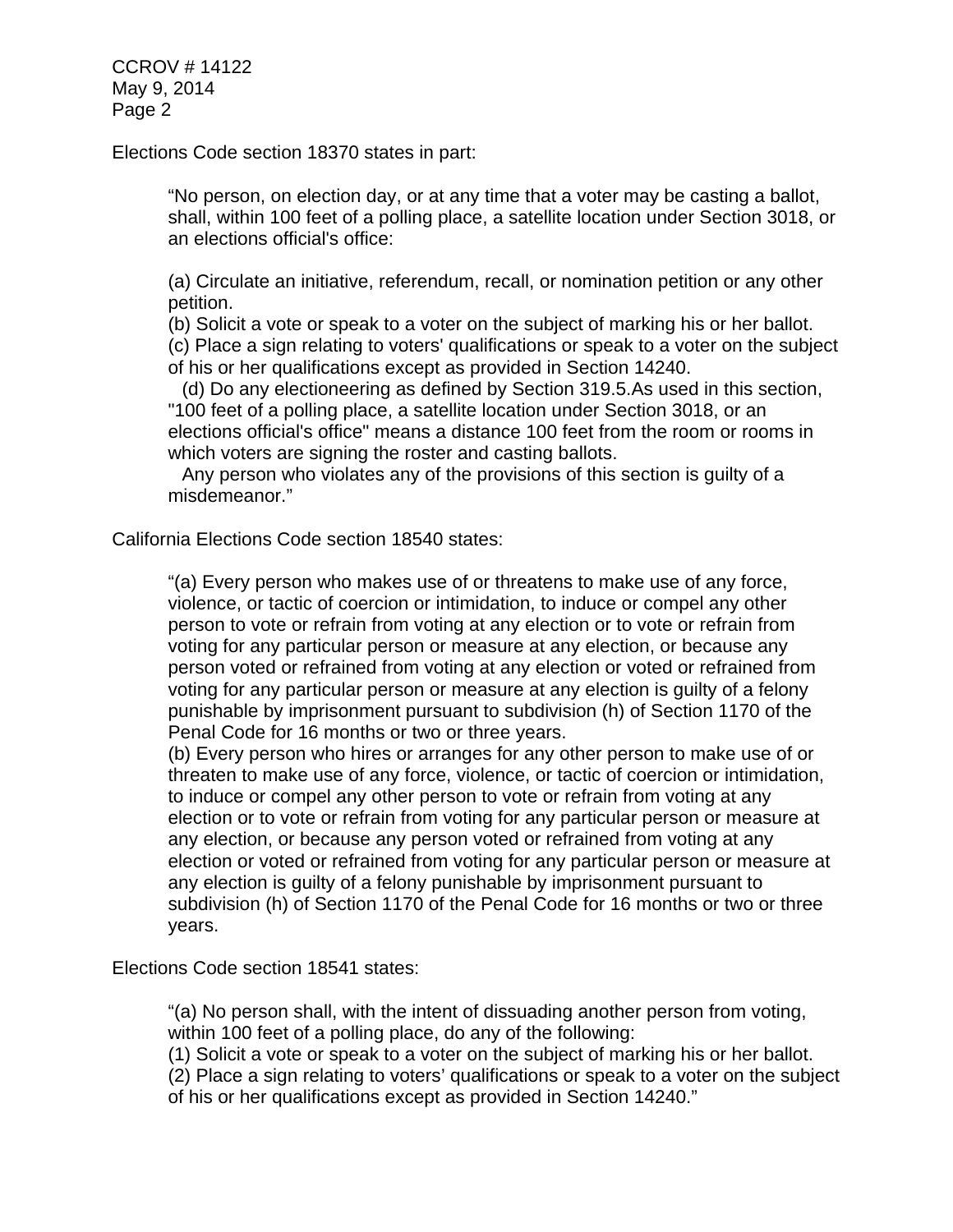Elections Code section 18370 states in part:

> "No person, on election day, or at any time that a voter may be casting a ballot, shall, within 100 feet of a polling place, a satellite location under Section 3018, or an elections official's office:
>
> (a) Circulate an initiative, referendum, recall, or nomination petition or any other petition.
> (b) Solicit a vote or speak to a voter on the subject of marking his or her ballot.
> (c) Place a sign relating to voters' qualifications or speak to a voter on the subject of his or her qualifications except as provided in Section 14240.
> (d) Do any electioneering as defined by Section 319.5.As used in this section, "100 feet of a polling place, a satellite location under Section 3018, or an elections official's office" means a distance 100 feet from the room or rooms in which voters are signing the roster and casting ballots.
> Any person who violates any of the provisions of this section is guilty of a misdemeanor."

California Elections Code section 18540 states:

> "(a) Every person who makes use of or threatens to make use of any force, violence, or tactic of coercion or intimidation, to induce or compel any other person to vote or refrain from voting at any election or to vote or refrain from voting for any particular person or measure at any election, or because any person voted or refrained from voting at any election or voted or refrained from voting for any particular person or measure at any election is guilty of a felony punishable by imprisonment pursuant to subdivision (h) of Section 1170 of the Penal Code for 16 months or two or three years.
> (b) Every person who hires or arranges for any other person to make use of or threaten to make use of any force, violence, or tactic of coercion or intimidation, to induce or compel any other person to vote or refrain from voting at any election or to vote or refrain from voting for any particular person or measure at any election, or because any person voted or refrained from voting at any election or voted or refrained from voting for any particular person or measure at any election is guilty of a felony punishable by imprisonment pursuant to subdivision (h) of Section 1170 of the Penal Code for 16 months or two or three years.

Elections Code section 18541 states:

> "(a) No person shall, with the intent of dissuading another person from voting, within 100 feet of a polling place, do any of the following:
> (1) Solicit a vote or speak to a voter on the subject of marking his or her ballot.
> (2) Place a sign relating to voters' qualifications or speak to a voter on the subject of his or her qualifications except as provided in Section 14240."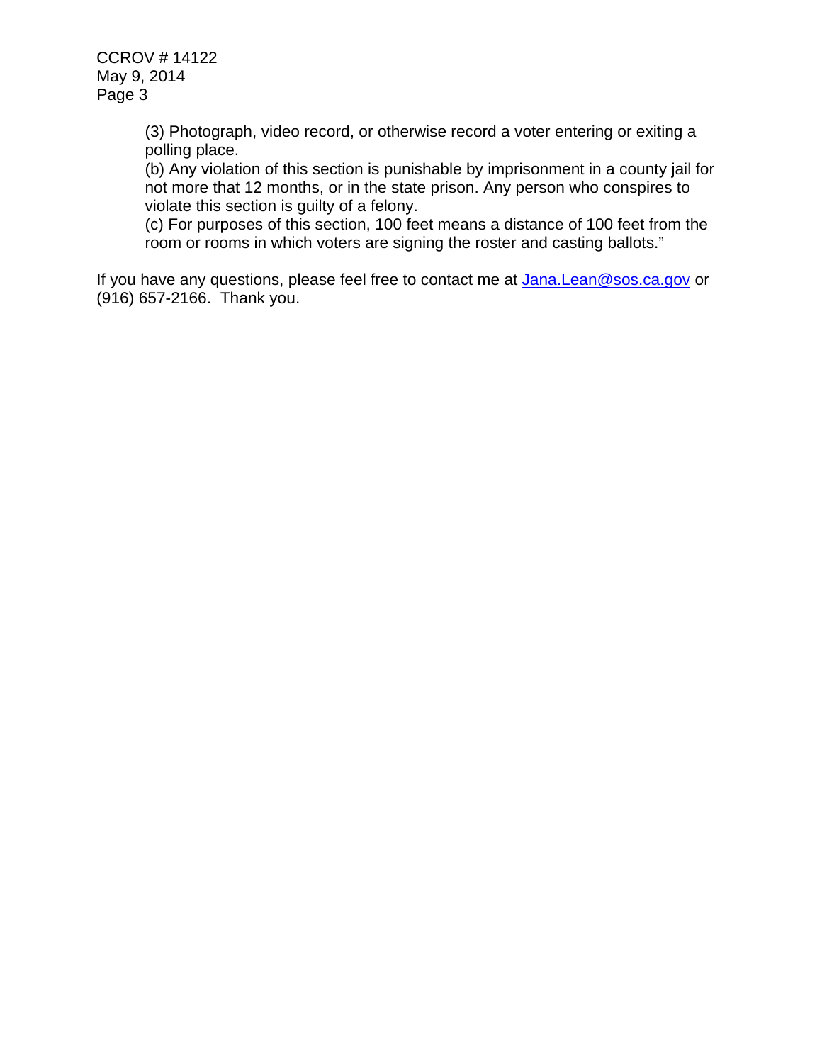(3) Photograph, video record, or otherwise record a voter entering or exiting a polling place.

(b) Any violation of this section is punishable by imprisonment in a county jail for not more that 12 months, or in the state prison. Any person who conspires to violate this section is guilty of a felony.

(c) For purposes of this section, 100 feet means a distance of 100 feet from the room or rooms in which voters are signing the roster and casting ballots."

If you have any questions, please feel free to contact me at Jana.Lean@sos.ca.gov or (916) 657-2166. Thank you.